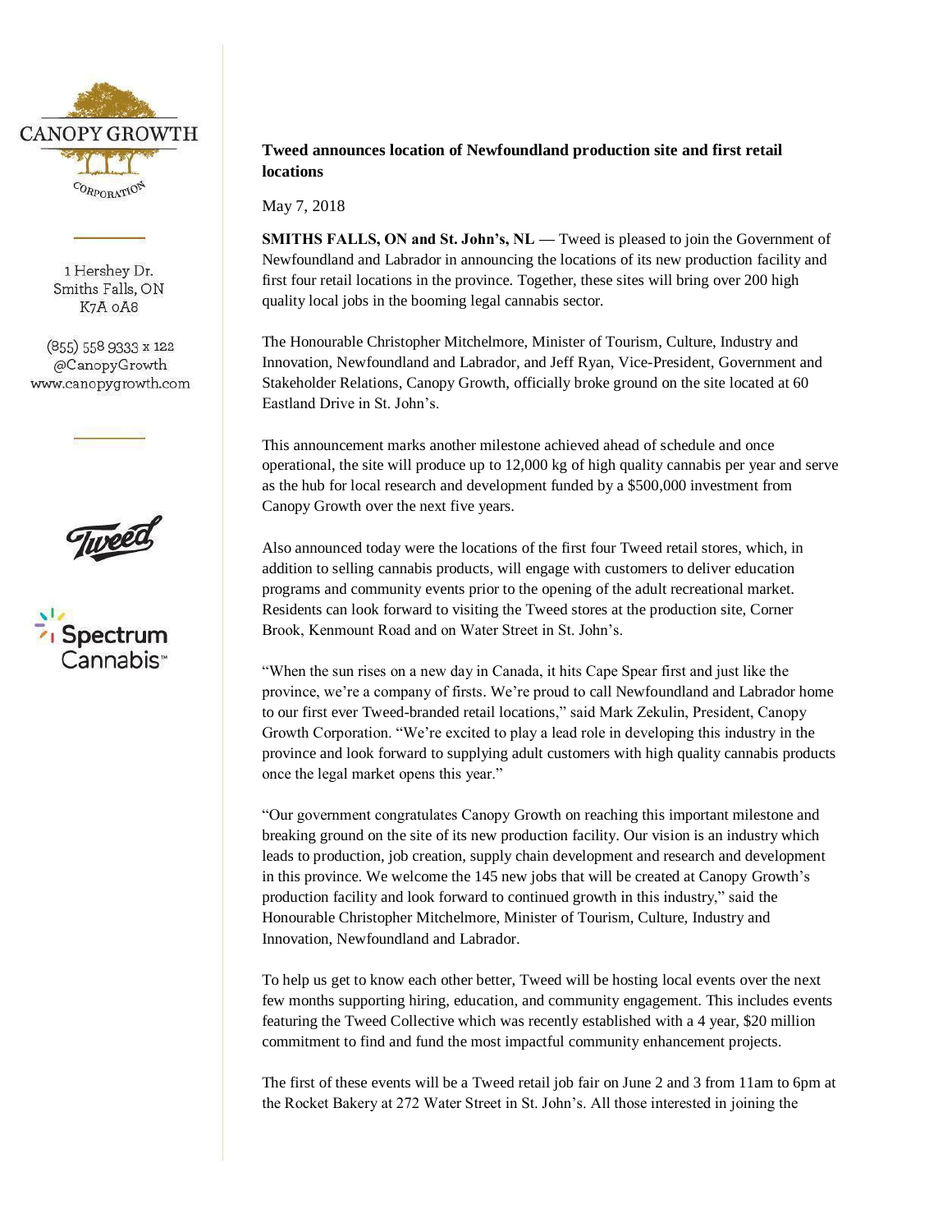CANOPY GROWTH CORPORATION

1 Hershey Dr.
Smiths Falls, ON
K7A 0A8

(855) 558 9333 x 122
@CanopyGrowth
www.canopygrowth.com

Tweed

Spectrum Cannabis™

**Tweed announces location of Newfoundland production site and first retail locations**

May 7, 2018

**SMITHS FALLS, ON and St. John's, NL —** Tweed is pleased to join the Government of Newfoundland and Labrador in announcing the locations of its new production facility and first four retail locations in the province. Together, these sites will bring over 200 high quality local jobs in the booming legal cannabis sector.

The Honourable Christopher Mitchelmore, Minister of Tourism, Culture, Industry and Innovation, Newfoundland and Labrador, and Jeff Ryan, Vice-President, Government and Stakeholder Relations, Canopy Growth, officially broke ground on the site located at 60 Eastland Drive in St. John's.

This announcement marks another milestone achieved ahead of schedule and once operational, the site will produce up to 12,000 kg of high quality cannabis per year and serve as the hub for local research and development funded by a $500,000 investment from Canopy Growth over the next five years.

Also announced today were the locations of the first four Tweed retail stores, which, in addition to selling cannabis products, will engage with customers to deliver education programs and community events prior to the opening of the adult recreational market. Residents can look forward to visiting the Tweed stores at the production site, Corner Brook, Kenmount Road and on Water Street in St. John's.

"When the sun rises on a new day in Canada, it hits Cape Spear first and just like the province, we're a company of firsts. We're proud to call Newfoundland and Labrador home to our first ever Tweed-branded retail locations," said Mark Zekulin, President, Canopy Growth Corporation. "We're excited to play a lead role in developing this industry in the province and look forward to supplying adult customers with high quality cannabis products once the legal market opens this year."

"Our government congratulates Canopy Growth on reaching this important milestone and breaking ground on the site of its new production facility. Our vision is an industry which leads to production, job creation, supply chain development and research and development in this province. We welcome the 145 new jobs that will be created at Canopy Growth's production facility and look forward to continued growth in this industry," said the Honourable Christopher Mitchelmore, Minister of Tourism, Culture, Industry and Innovation, Newfoundland and Labrador.

To help us get to know each other better, Tweed will be hosting local events over the next few months supporting hiring, education, and community engagement. This includes events featuring the Tweed Collective which was recently established with a 4 year, $20 million commitment to find and fund the most impactful community enhancement projects.

The first of these events will be a Tweed retail job fair on June 2 and 3 from 11am to 6pm at the Rocket Bakery at 272 Water Street in St. John's. All those interested in joining the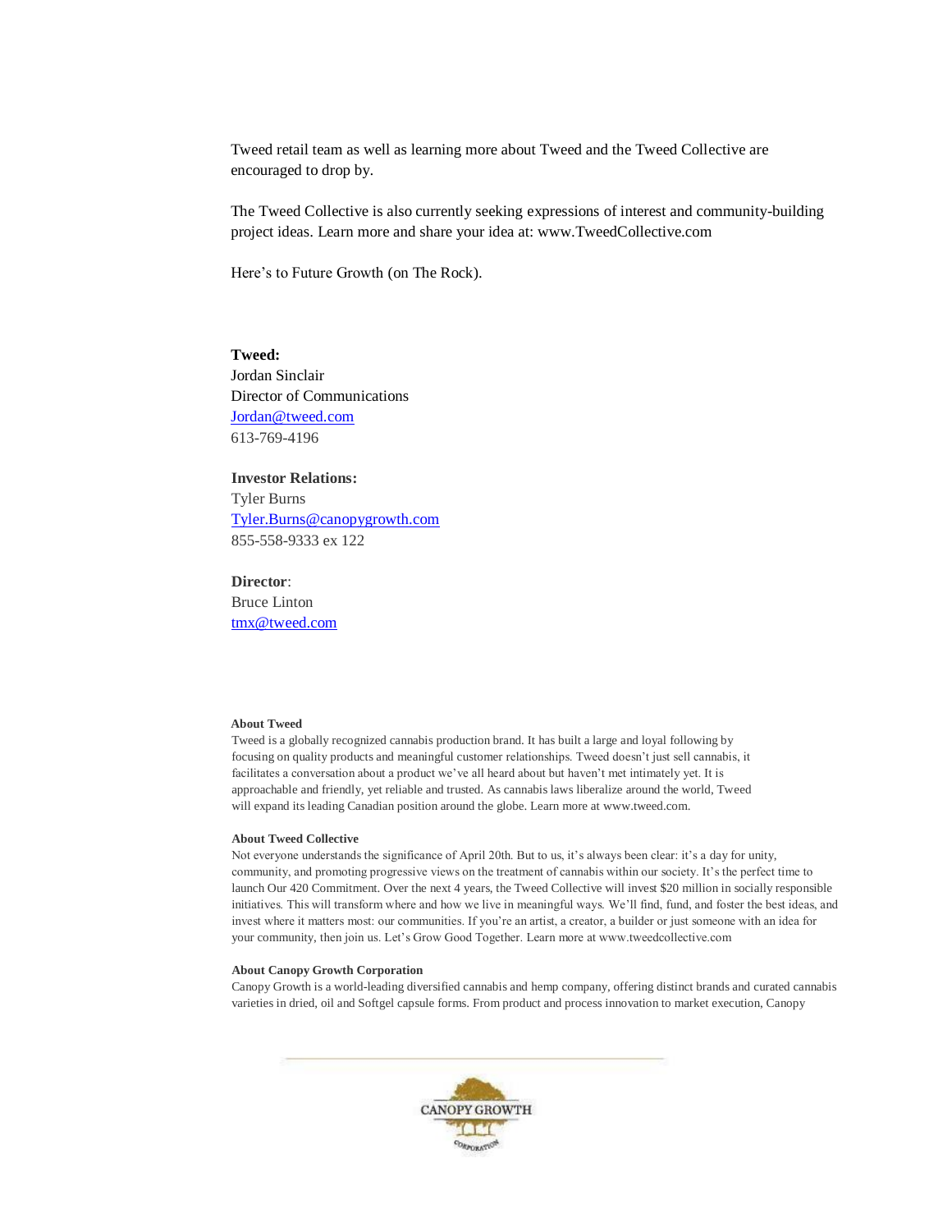Tweed retail team as well as learning more about Tweed and the Tweed Collective are encouraged to drop by.

The Tweed Collective is also currently seeking expressions of interest and community-building project ideas. Learn more and share your idea at: www.TweedCollective.com

Here's to Future Growth (on The Rock).

**Tweed:**
Jordan Sinclair
Director of Communications
Jordan@tweed.com
613-769-4196

**Investor Relations:**
Tyler Burns
Tyler.Burns@canopygrowth.com
855-558-9333 ex 122

**Director**:
Bruce Linton
tmx@tweed.com

**About Tweed**
Tweed is a globally recognized cannabis production brand. It has built a large and loyal following by focusing on quality products and meaningful customer relationships. Tweed doesn't just sell cannabis, it facilitates a conversation about a product we've all heard about but haven't met intimately yet. It is approachable and friendly, yet reliable and trusted. As cannabis laws liberalize around the world, Tweed will expand its leading Canadian position around the globe. Learn more at www.tweed.com.

**About Tweed Collective**
Not everyone understands the significance of April 20th. But to us, it's always been clear: it's a day for unity, community, and promoting progressive views on the treatment of cannabis within our society. It's the perfect time to launch Our 420 Commitment. Over the next 4 years, the Tweed Collective will invest $20 million in socially responsible initiatives. This will transform where and how we live in meaningful ways. We'll find, fund, and foster the best ideas, and invest where it matters most: our communities. If you're an artist, a creator, a builder or just someone with an idea for your community, then join us. Let's Grow Good Together. Learn more at www.tweedcollective.com

**About Canopy Growth Corporation**
Canopy Growth is a world-leading diversified cannabis and hemp company, offering distinct brands and curated cannabis varieties in dried, oil and Softgel capsule forms. From product and process innovation to market execution, Canopy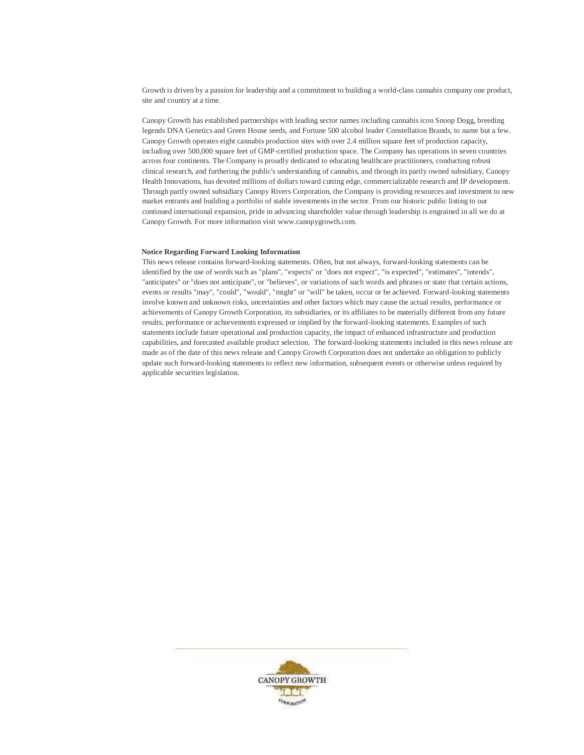Growth is driven by a passion for leadership and a commitment to building a world-class cannabis company one product, site and country at a time.

Canopy Growth has established partnerships with leading sector names including cannabis icon Snoop Dogg, breeding legends DNA Genetics and Green House seeds, and Fortune 500 alcohol leader Constellation Brands, to name but a few. Canopy Growth operates eight cannabis production sites with over 2.4 million square feet of production capacity, including over 500,000 square feet of GMP-certified production space. The Company has operations in seven countries across four continents. The Company is proudly dedicated to educating healthcare practitioners, conducting robust clinical research, and furthering the public's understanding of cannabis, and through its partly owned subsidiary, Canopy Health Innovations, has devoted millions of dollars toward cutting edge, commercializable research and IP development. Through partly owned subsidiary Canopy Rivers Corporation, the Company is providing resources and investment to new market entrants and building a portfolio of stable investments in the sector. From our historic public listing to our continued international expansion, pride in advancing shareholder value through leadership is engrained in all we do at Canopy Growth. For more information visit www.canopygrowth.com.

**Notice Regarding Forward Looking Information**

This news release contains forward-looking statements. Often, but not always, forward-looking statements can be identified by the use of words such as "plans", "expects" or "does not expect", "is expected", "estimates", "intends", "anticipates" or "does not anticipate", or "believes", or variations of such words and phrases or state that certain actions, events or results "may", "could", "would", "might" or "will" be taken, occur or be achieved. Forward-looking statements involve known and unknown risks, uncertainties and other factors which may cause the actual results, performance or achievements of Canopy Growth Corporation, its subsidiaries, or its affiliates to be materially different from any future results, performance or achievements expressed or implied by the forward-looking statements. Examples of such statements include future operational and production capacity, the impact of enhanced infrastructure and production capabilities, and forecasted available product selection. The forward-looking statements included in this news release are made as of the date of this news release and Canopy Growth Corporation does not undertake an obligation to publicly update such forward-looking statements to reflect new information, subsequent events or otherwise unless required by applicable securities legislation.